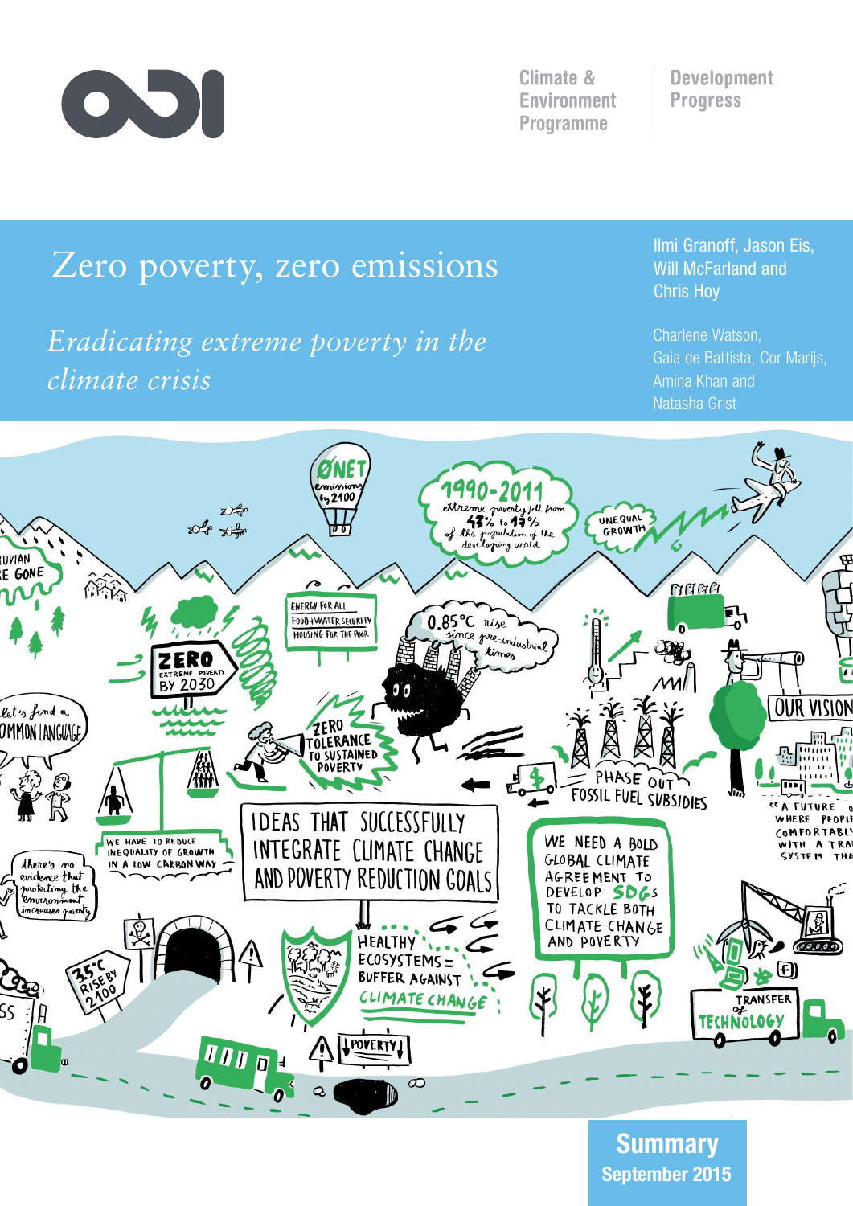Climate & Environment Programme

Development Progress

# Zero poverty, zero emissions

*Eradicating extreme poverty in the climate crisis*

Ilmi Granoff, Jason Eis, Will McFarland and Chris Hoy

Charlene Watson, Gaia de Battista, Cor Marijs, Amina Khan and Natasha Grist

**Summary**

**September 2015**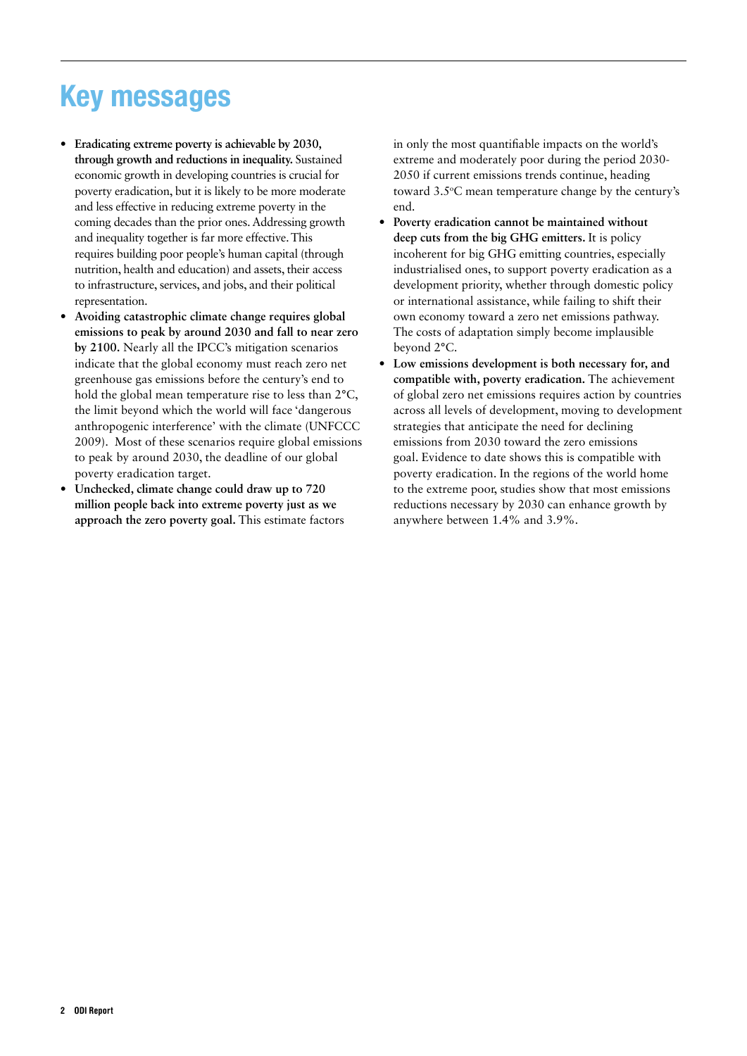# Key messages

- **Eradicating extreme poverty is achievable by 2030, through growth and reductions in inequality.** Sustained economic growth in developing countries is crucial for poverty eradication, but it is likely to be more moderate and less effective in reducing extreme poverty in the coming decades than the prior ones. Addressing growth and inequality together is far more effective. This requires building poor people's human capital (through nutrition, health and education) and assets, their access to infrastructure, services, and jobs, and their political representation.
- **Avoiding catastrophic climate change requires global emissions to peak by around 2030 and fall to near zero by 2100.** Nearly all the IPCC's mitigation scenarios indicate that the global economy must reach zero net greenhouse gas emissions before the century's end to hold the global mean temperature rise to less than 2°C, the limit beyond which the world will face 'dangerous anthropogenic interference' with the climate (UNFCCC 2009). Most of these scenarios require global emissions to peak by around 2030, the deadline of our global poverty eradication target.
- **Unchecked, climate change could draw up to 720 million people back into extreme poverty just as we approach the zero poverty goal.** This estimate factors in only the most quantifiable impacts on the world's extreme and moderately poor during the period 2030-2050 if current emissions trends continue, heading toward 3.5°C mean temperature change by the century's end.
- **Poverty eradication cannot be maintained without deep cuts from the big GHG emitters.** It is policy incoherent for big GHG emitting countries, especially industrialised ones, to support poverty eradication as a development priority, whether through domestic policy or international assistance, while failing to shift their own economy toward a zero net emissions pathway. The costs of adaptation simply become implausible beyond 2°C.
- **Low emissions development is both necessary for, and compatible with, poverty eradication.** The achievement of global zero net emissions requires action by countries across all levels of development, moving to development strategies that anticipate the need for declining emissions from 2030 toward the zero emissions goal. Evidence to date shows this is compatible with poverty eradication. In the regions of the world home to the extreme poor, studies show that most emissions reductions necessary by 2030 can enhance growth by anywhere between 1.4% and 3.9%.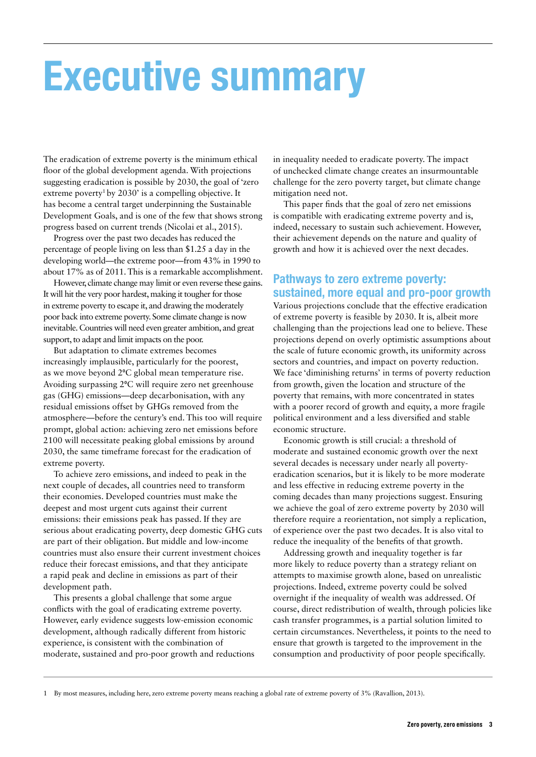# Executive summary

The eradication of extreme poverty is the minimum ethical floor of the global development agenda. With projections suggesting eradication is possible by 2030, the goal of 'zero extreme poverty[1] by 2030' is a compelling objective. It has become a central target underpinning the Sustainable Development Goals, and is one of the few that shows strong progress based on current trends (Nicolai et al., 2015).

Progress over the past two decades has reduced the percentage of people living on less than $1.25 a day in the developing world—the extreme poor—from 43% in 1990 to about 17% as of 2011. This is a remarkable accomplishment.

However, climate change may limit or even reverse these gains. It will hit the very poor hardest, making it tougher for those in extreme poverty to escape it, and drawing the moderately poor back into extreme poverty. Some climate change is now inevitable. Countries will need even greater ambition, and great support, to adapt and limit impacts on the poor.

But adaptation to climate extremes becomes increasingly implausible, particularly for the poorest, as we move beyond 2ºC global mean temperature rise. Avoiding surpassing 2ºC will require zero net greenhouse gas (GHG) emissions—deep decarbonisation, with any residual emissions offset by GHGs removed from the atmosphere—before the century's end. This too will require prompt, global action: achieving zero net emissions before 2100 will necessitate peaking global emissions by around 2030, the same timeframe forecast for the eradication of extreme poverty.

To achieve zero emissions, and indeed to peak in the next couple of decades, all countries need to transform their economies. Developed countries must make the deepest and most urgent cuts against their current emissions: their emissions peak has passed. If they are serious about eradicating poverty, deep domestic GHG cuts are part of their obligation. But middle and low-income countries must also ensure their current investment choices reduce their forecast emissions, and that they anticipate a rapid peak and decline in emissions as part of their development path.

This presents a global challenge that some argue conflicts with the goal of eradicating extreme poverty. However, early evidence suggests low-emission economic development, although radically different from historic experience, is consistent with the combination of moderate, sustained and pro-poor growth and reductions in inequality needed to eradicate poverty. The impact of unchecked climate change creates an insurmountable challenge for the zero poverty target, but climate change mitigation need not.

This paper finds that the goal of zero net emissions is compatible with eradicating extreme poverty and is, indeed, necessary to sustain such achievement. However, their achievement depends on the nature and quality of growth and how it is achieved over the next decades.

## Pathways to zero extreme poverty: sustained, more equal and pro-poor growth

Various projections conclude that the effective eradication of extreme poverty is feasible by 2030. It is, albeit more challenging than the projections lead one to believe. These projections depend on overly optimistic assumptions about the scale of future economic growth, its uniformity across sectors and countries, and impact on poverty reduction. We face 'diminishing returns' in terms of poverty reduction from growth, given the location and structure of the poverty that remains, with more concentrated in states with a poorer record of growth and equity, a more fragile political environment and a less diversified and stable economic structure.

Economic growth is still crucial: a threshold of moderate and sustained economic growth over the next several decades is necessary under nearly all poverty-eradication scenarios, but it is likely to be more moderate and less effective in reducing extreme poverty in the coming decades than many projections suggest. Ensuring we achieve the goal of zero extreme poverty by 2030 will therefore require a reorientation, not simply a replication, of experience over the past two decades. It is also vital to reduce the inequality of the benefits of that growth.

Addressing growth and inequality together is far more likely to reduce poverty than a strategy reliant on attempts to maximise growth alone, based on unrealistic projections. Indeed, extreme poverty could be solved overnight if the inequality of wealth was addressed. Of course, direct redistribution of wealth, through policies like cash transfer programmes, is a partial solution limited to certain circumstances. Nevertheless, it points to the need to ensure that growth is targeted to the improvement in the consumption and productivity of poor people specifically.

---

1 By most measures, including here, zero extreme poverty means reaching a global rate of extreme poverty of 3% (Ravallion, 2013).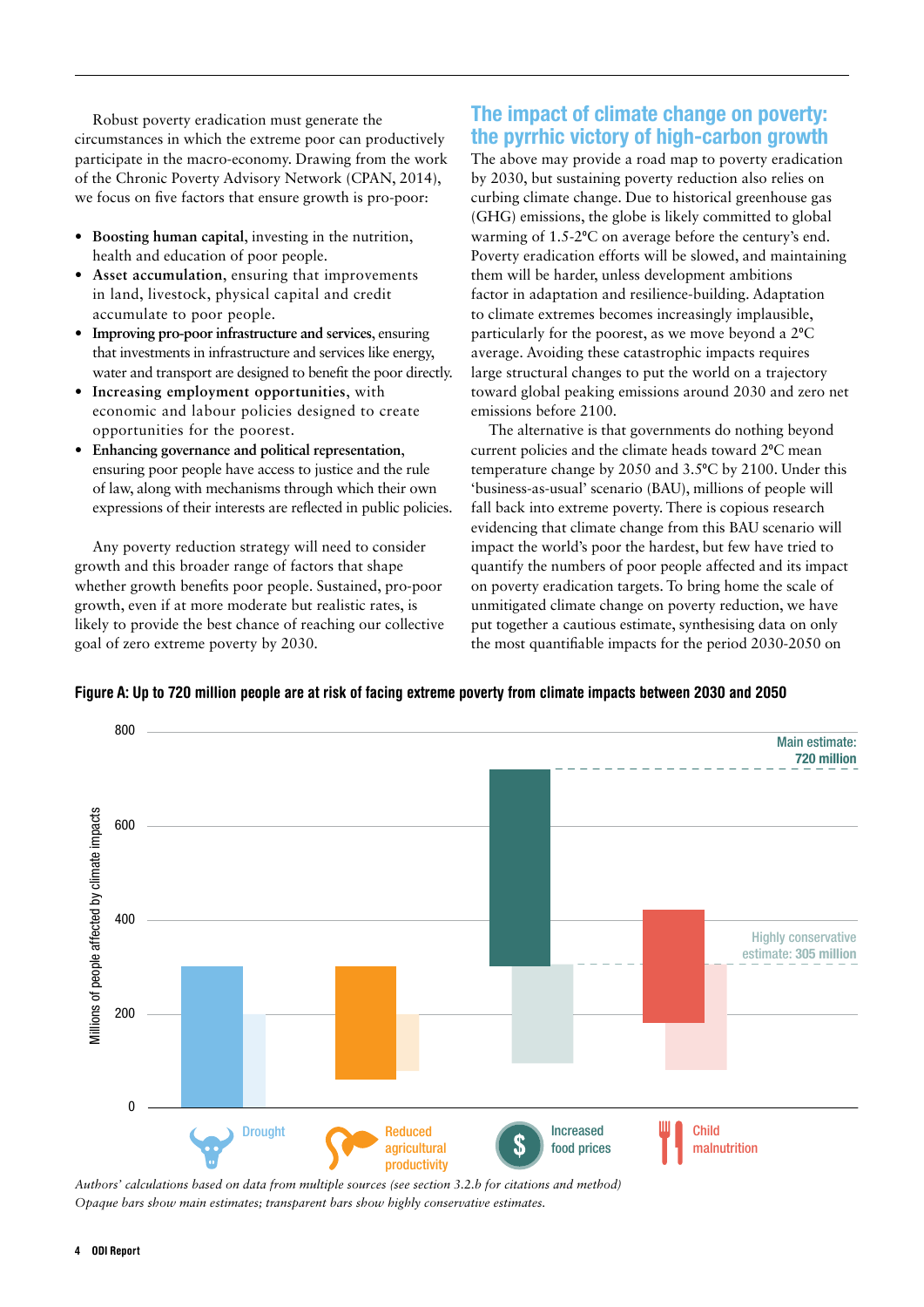Robust poverty eradication must generate the circumstances in which the extreme poor can productively participate in the macro-economy. Drawing from the work of the Chronic Poverty Advisory Network (CPAN, 2014), we focus on five factors that ensure growth is pro-poor:

- **Boosting human capital**, investing in the nutrition, health and education of poor people.
- **Asset accumulation**, ensuring that improvements in land, livestock, physical capital and credit accumulate to poor people.
- **Improving pro-poor infrastructure and services**, ensuring that investments in infrastructure and services like energy, water and transport are designed to benefit the poor directly.
- **Increasing employment opportunities**, with economic and labour policies designed to create opportunities for the poorest.
- **Enhancing governance and political representation**, ensuring poor people have access to justice and the rule of law, along with mechanisms through which their own expressions of their interests are reflected in public policies.

Any poverty reduction strategy will need to consider growth and this broader range of factors that shape whether growth benefits poor people. Sustained, pro-poor growth, even if at more moderate but realistic rates, is likely to provide the best chance of reaching our collective goal of zero extreme poverty by 2030.

## The impact of climate change on poverty: the pyrrhic victory of high-carbon growth

The above may provide a road map to poverty eradication by 2030, but sustaining poverty reduction also relies on curbing climate change. Due to historical greenhouse gas (GHG) emissions, the globe is likely committed to global warming of 1.5-2°C on average before the century's end. Poverty eradication efforts will be slowed, and maintaining them will be harder, unless development ambitions factor in adaptation and resilience-building. Adaptation to climate extremes becomes increasingly implausible, particularly for the poorest, as we move beyond a 2°C average. Avoiding these catastrophic impacts requires large structural changes to put the world on a trajectory toward global peaking emissions around 2030 and zero net emissions before 2100.

The alternative is that governments do nothing beyond current policies and the climate heads toward 2°C mean temperature change by 2050 and 3.5°C by 2100. Under this 'business-as-usual' scenario (BAU), millions of people will fall back into extreme poverty. There is copious research evidencing that climate change from this BAU scenario will impact the world's poor the hardest, but few have tried to quantify the numbers of poor people affected and its impact on poverty eradication targets. To bring home the scale of unmitigated climate change on poverty reduction, we have put together a cautious estimate, synthesising data on only the most quantifiable impacts for the period 2030-2050 on

**Figure A: Up to 720 million people are at risk of facing extreme poverty from climate impacts between 2030 and 2050**

*Authors' calculations based on data from multiple sources (see section 3.2.b for citations and method)*
*Opaque bars show main estimates; transparent bars show highly conservative estimates.*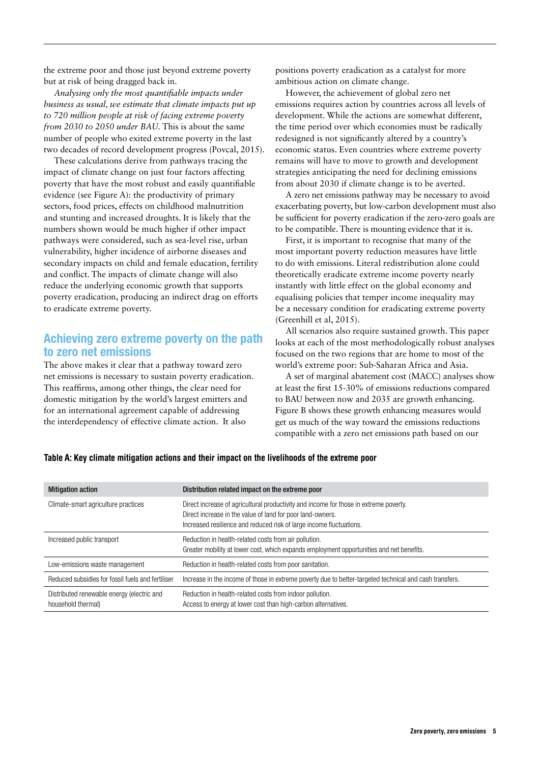the extreme poor and those just beyond extreme poverty but at risk of being dragged back in.

*Analysing only the most quantifiable impacts under business as usual, we estimate that climate impacts put up to 720 million people at risk of facing extreme poverty from 2030 to 2050 under BAU.* This is about the same number of people who exited extreme poverty in the last two decades of record development progress (Povcal, 2015).

These calculations derive from pathways tracing the impact of climate change on just four factors affecting poverty that have the most robust and easily quantifiable evidence (see Figure A): the productivity of primary sectors, food prices, effects on childhood malnutrition and stunting and increased droughts. It is likely that the numbers shown would be much higher if other impact pathways were considered, such as sea-level rise, urban vulnerability, higher incidence of airborne diseases and secondary impacts on child and female education, fertility and conflict. The impacts of climate change will also reduce the underlying economic growth that supports poverty eradication, producing an indirect drag on efforts to eradicate extreme poverty.

## Achieving zero extreme poverty on the path to zero net emissions

The above makes it clear that a pathway toward zero net emissions is necessary to sustain poverty eradication. This reaffirms, among other things, the clear need for domestic mitigation by the world's largest emitters and for an international agreement capable of addressing the interdependency of effective climate action. It also positions poverty eradication as a catalyst for more ambitious action on climate change.

However, the achievement of global zero net emissions requires action by countries across all levels of development. While the actions are somewhat different, the time period over which economies must be radically redesigned is not significantly altered by a country's economic status. Even countries where extreme poverty remains will have to move to growth and development strategies anticipating the need for declining emissions from about 2030 if climate change is to be averted.

A zero net emissions pathway may be necessary to avoid exacerbating poverty, but low-carbon development must also be sufficient for poverty eradication if the zero-zero goals are to be compatible. There is mounting evidence that it is.

First, it is important to recognise that many of the most important poverty reduction measures have little to do with emissions. Literal redistribution alone could theoretically eradicate extreme income poverty nearly instantly with little effect on the global economy and equalising policies that temper income inequality may be a necessary condition for eradicating extreme poverty (Greenhill et al, 2015).

All scenarios also require sustained growth. This paper looks at each of the most methodologically robust analyses focused on the two regions that are home to most of the world's extreme poor: Sub-Saharan Africa and Asia.

A set of marginal abatement cost (MACC) analyses show at least the first 15-30% of emissions reductions compared to BAU between now and 2035 are growth enhancing. Figure B shows these growth enhancing measures would get us much of the way toward the emissions reductions compatible with a zero net emissions path based on our

**Table A: Key climate mitigation actions and their impact on the livelihoods of the extreme poor**

| Mitigation action | Distribution related impact on the extreme poor |
|---|---|
| Climate-smart agriculture practices | Direct increase of agricultural productivity and income for those in extreme poverty.<br>Direct increase in the value of land for poor land-owners.<br>Increased resilience and reduced risk of large income fluctuations. |
| Increased public transport | Reduction in health-related costs from air pollution.<br>Greater mobility at lower cost, which expands employment opportunities and net benefits. |
| Low-emissions waste management | Reduction in health-related costs from poor sanitation. |
| Reduced subsidies for fossil fuels and fertiliser | Increase in the income of those in extreme poverty due to better-targeted technical and cash transfers. |
| Distributed renewable energy (electric and household thermal) | Reduction in health-related costs from indoor pollution.<br>Access to energy at lower cost than high-carbon alternatives. |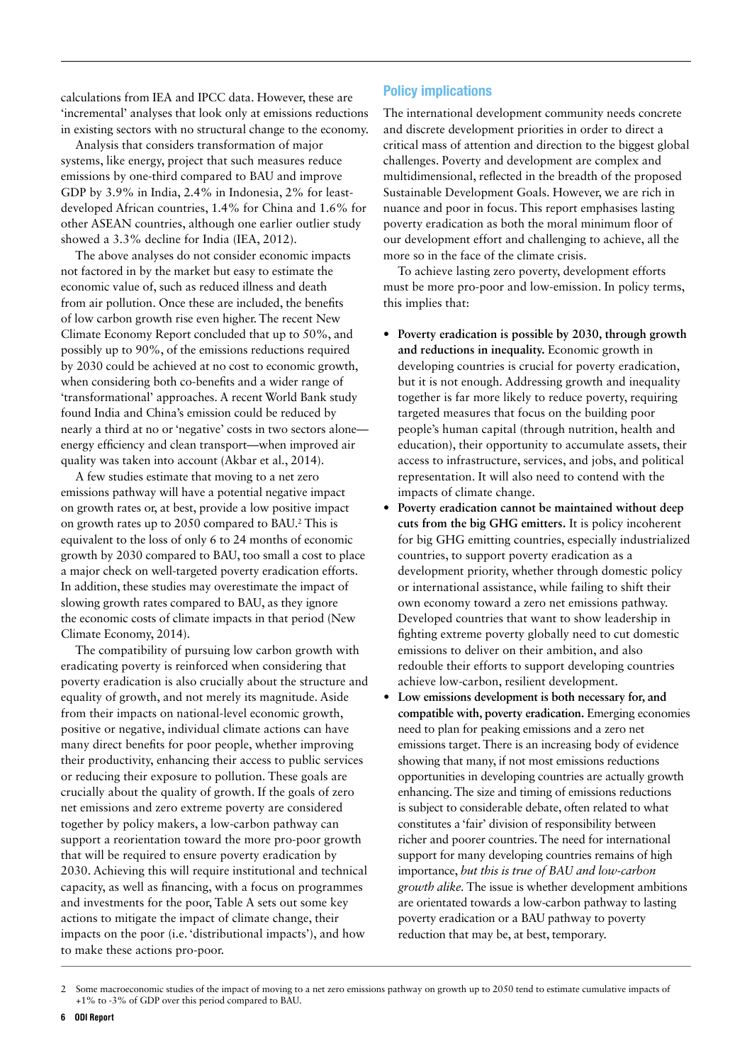calculations from IEA and IPCC data. However, these are 'incremental' analyses that look only at emissions reductions in existing sectors with no structural change to the economy.

Analysis that considers transformation of major systems, like energy, project that such measures reduce emissions by one-third compared to BAU and improve GDP by 3.9% in India, 2.4% in Indonesia, 2% for least-developed African countries, 1.4% for China and 1.6% for other ASEAN countries, although one earlier outlier study showed a 3.3% decline for India (IEA, 2012).

The above analyses do not consider economic impacts not factored in by the market but easy to estimate the economic value of, such as reduced illness and death from air pollution. Once these are included, the benefits of low carbon growth rise even higher. The recent New Climate Economy Report concluded that up to 50%, and possibly up to 90%, of the emissions reductions required by 2030 could be achieved at no cost to economic growth, when considering both co-benefits and a wider range of 'transformational' approaches. A recent World Bank study found India and China's emission could be reduced by nearly a third at no or 'negative' costs in two sectors alone—energy efficiency and clean transport—when improved air quality was taken into account (Akbar et al., 2014).

A few studies estimate that moving to a net zero emissions pathway will have a potential negative impact on growth rates or, at best, provide a low positive impact on growth rates up to 2050 compared to BAU.[2] This is equivalent to the loss of only 6 to 24 months of economic growth by 2030 compared to BAU, too small a cost to place a major check on well-targeted poverty eradication efforts. In addition, these studies may overestimate the impact of slowing growth rates compared to BAU, as they ignore the economic costs of climate impacts in that period (New Climate Economy, 2014).

The compatibility of pursuing low carbon growth with eradicating poverty is reinforced when considering that poverty eradication is also crucially about the structure and equality of growth, and not merely its magnitude. Aside from their impacts on national-level economic growth, positive or negative, individual climate actions can have many direct benefits for poor people, whether improving their productivity, enhancing their access to public services or reducing their exposure to pollution. These goals are crucially about the quality of growth. If the goals of zero net emissions and zero extreme poverty are considered together by policy makers, a low-carbon pathway can support a reorientation toward the more pro-poor growth that will be required to ensure poverty eradication by 2030. Achieving this will require institutional and technical capacity, as well as financing, with a focus on programmes and investments for the poor, Table A sets out some key actions to mitigate the impact of climate change, their impacts on the poor (i.e. 'distributional impacts'), and how to make these actions pro-poor.

## Policy implications

The international development community needs concrete and discrete development priorities in order to direct a critical mass of attention and direction to the biggest global challenges. Poverty and development are complex and multidimensional, reflected in the breadth of the proposed Sustainable Development Goals. However, we are rich in nuance and poor in focus. This report emphasises lasting poverty eradication as both the moral minimum floor of our development effort and challenging to achieve, all the more so in the face of the climate crisis.

To achieve lasting zero poverty, development efforts must be more pro-poor and low-emission. In policy terms, this implies that:

- **Poverty eradication is possible by 2030, through growth and reductions in inequality.** Economic growth in developing countries is crucial for poverty eradication, but it is not enough. Addressing growth and inequality together is far more likely to reduce poverty, requiring targeted measures that focus on the building poor people's human capital (through nutrition, health and education), their opportunity to accumulate assets, their access to infrastructure, services, and jobs, and political representation. It will also need to contend with the impacts of climate change.
- **Poverty eradication cannot be maintained without deep cuts from the big GHG emitters.** It is policy incoherent for big GHG emitting countries, especially industrialized countries, to support poverty eradication as a development priority, whether through domestic policy or international assistance, while failing to shift their own economy toward a zero net emissions pathway. Developed countries that want to show leadership in fighting extreme poverty globally need to cut domestic emissions to deliver on their ambition, and also redouble their efforts to support developing countries achieve low-carbon, resilient development.
- **Low emissions development is both necessary for, and compatible with, poverty eradication.** Emerging economies need to plan for peaking emissions and a zero net emissions target. There is an increasing body of evidence showing that many, if not most emissions reductions opportunities in developing countries are actually growth enhancing. The size and timing of emissions reductions is subject to considerable debate, often related to what constitutes a 'fair' division of responsibility between richer and poorer countries. The need for international support for many developing countries remains of high importance, *but this is true of BAU and low-carbon growth alike*. The issue is whether development ambitions are orientated towards a low-carbon pathway to lasting poverty eradication or a BAU pathway to poverty reduction that may be, at best, temporary.

2 Some macroeconomic studies of the impact of moving to a net zero emissions pathway on growth up to 2050 tend to estimate cumulative impacts of +1% to -3% of GDP over this period compared to BAU.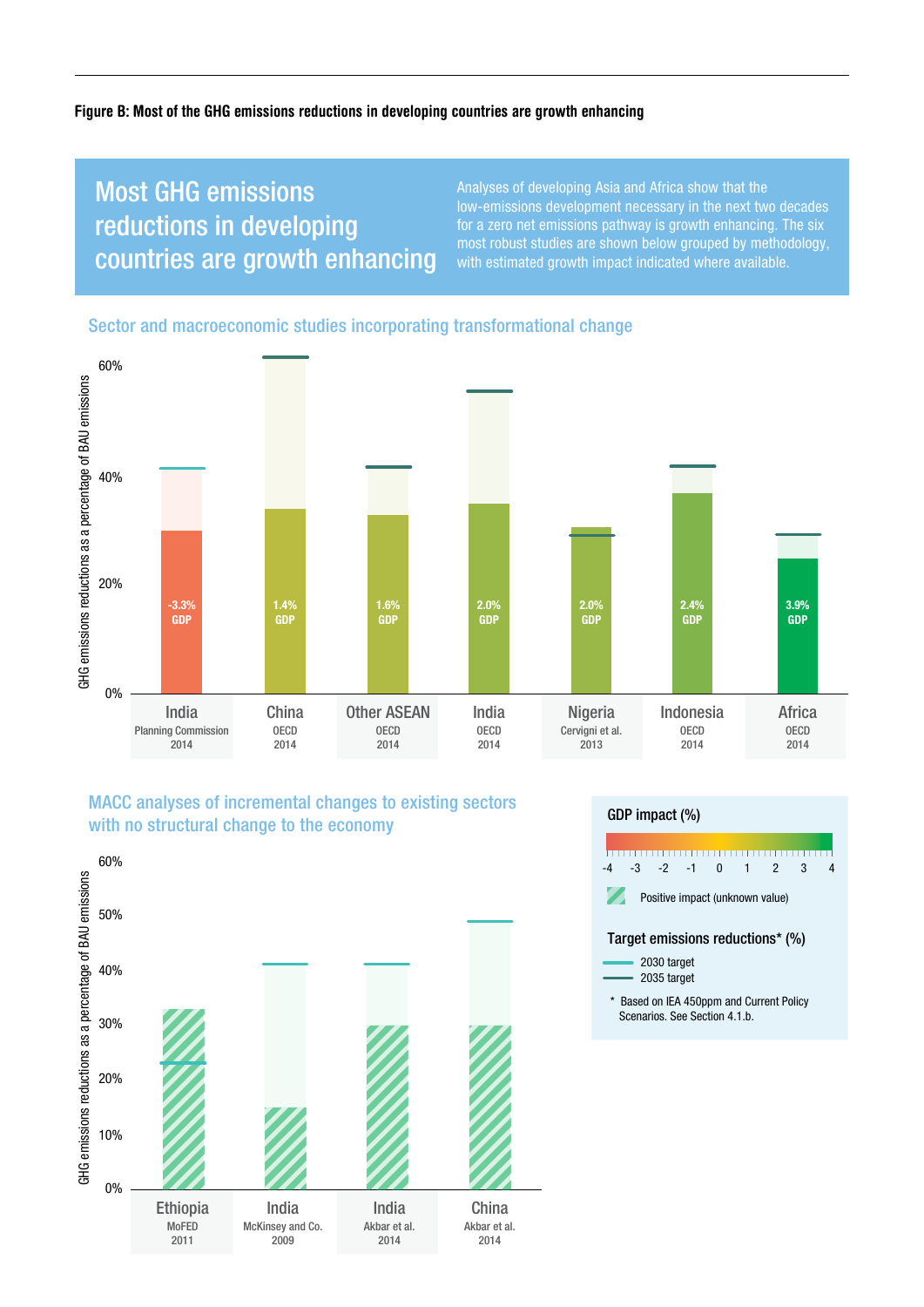**Figure B: Most of the GHG emissions reductions in developing countries are growth enhancing**

## Most GHG emissions reductions in developing countries are growth enhancing

Analyses of developing Asia and Africa show that the low-emissions development necessary in the next two decades for a zero net emissions pathway is growth enhancing. The six most robust studies are shown below grouped by methodology, with estimated growth impact indicated where available.

### Sector and macroeconomic studies incorporating transformational change

GHG emissions reductions as a percentage of BAU emissions

| Country | Source | GDP impact |
|---|---|---|
| India | Planning Commission 2014 | -3.3% GDP |
| China | OECD 2014 | 1.4% GDP |
| Other ASEAN | OECD 2014 | 1.6% GDP |
| India | OECD 2014 | 2.0% GDP |
| Nigeria | Cervigni et al. 2013 | 2.0% GDP |
| Indonesia | OECD 2014 | 2.4% GDP |
| Africa | OECD 2014 | 3.9% GDP |

### MACC analyses of incremental changes to existing sectors with no structural change to the economy

GHG emissions reductions as a percentage of BAU emissions

| Country | Source |
|---|---|
| Ethiopia | MoFED 2011 |
| India | McKinsey and Co. 2009 |
| India | Akbar et al. 2014 |
| China | Akbar et al. 2014 |

**GDP impact (%)**: -4 -3 -2 -1 0 1 2 3 4

Positive impact (unknown value)

**Target emissions reductions* (%)**

- 2030 target
- 2035 target

\* Based on IEA 450ppm and Current Policy Scenarios. See Section 4.1.b.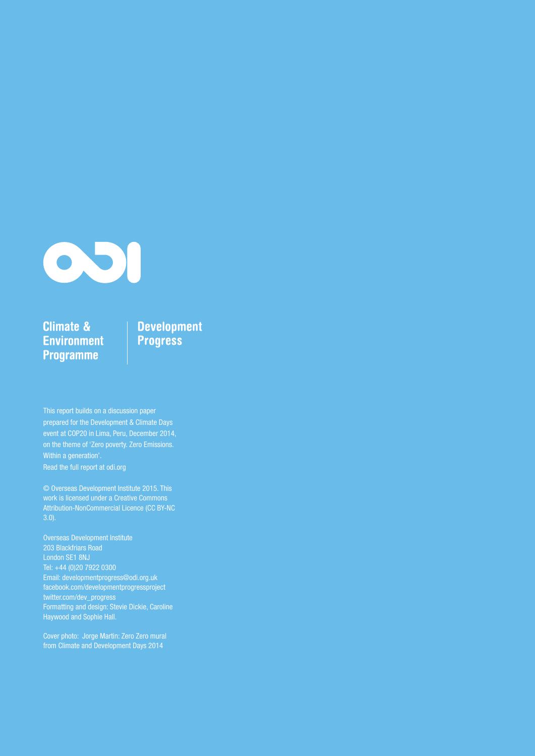**Climate & Environment Programme**

**Development Progress**

This report builds on a discussion paper prepared for the Development & Climate Days event at COP20 in Lima, Peru, December 2014, on the theme of 'Zero poverty. Zero Emissions. Within a generation'.
Read the full report at odi.org

© Overseas Development Institute 2015. This work is licensed under a Creative Commons Attribution-NonCommercial Licence (CC BY-NC 3.0).

Overseas Development Institute
203 Blackfriars Road
London SE1 8NJ
Tel: +44 (0)20 7922 0300
Email: developmentprogress@odi.org.uk
facebook.com/developmentprogressproject
twitter.com/dev_progress
Formatting and design: Stevie Dickie, Caroline Haywood and Sophie Hall.

Cover photo: Jorge Martin: Zero Zero mural from Climate and Development Days 2014